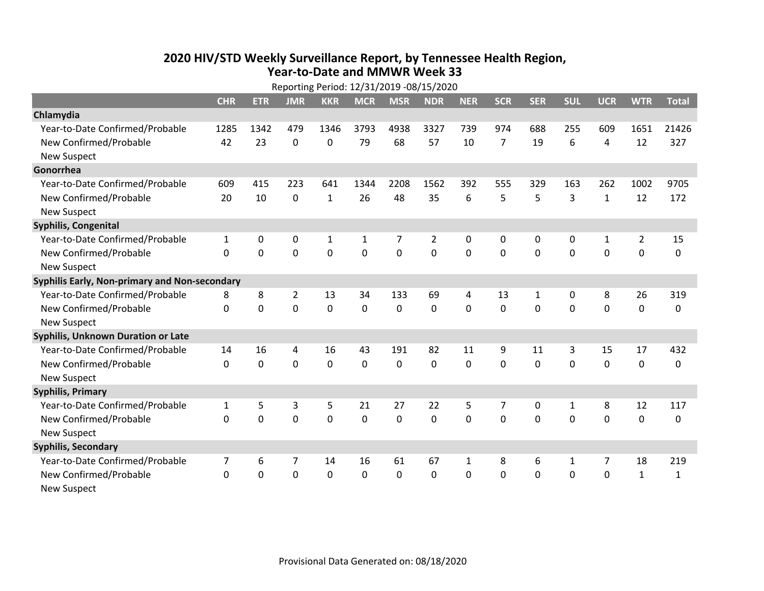# 2020 HIV/STD Weekly Surveillance Report, by Tennessee Health Region, Year-to-Date and MMWR Week 33

Reporting Period: 12/31/2019 -08/15/2020

| | CHR | ETR | JMR | KKR | MCR | MSR | NDR | NER | SCR | SER | SUL | UCR | WTR | Total |
|---|---|---|---|---|---|---|---|---|---|---|---|---|---|---|
| **Chlamydia** | | | | | | | | | | | | | | |
| Year-to-Date Confirmed/Probable | 1285 | 1342 | 479 | 1346 | 3793 | 4938 | 3327 | 739 | 974 | 688 | 255 | 609 | 1651 | 21426 |
| New Confirmed/Probable | 42 | 23 | 0 | 0 | 79 | 68 | 57 | 10 | 7 | 19 | 6 | 4 | 12 | 327 |
| New Suspect | | | | | | | | | | | | | | |
| **Gonorrhea** | | | | | | | | | | | | | | |
| Year-to-Date Confirmed/Probable | 609 | 415 | 223 | 641 | 1344 | 2208 | 1562 | 392 | 555 | 329 | 163 | 262 | 1002 | 9705 |
| New Confirmed/Probable | 20 | 10 | 0 | 1 | 26 | 48 | 35 | 6 | 5 | 5 | 3 | 1 | 12 | 172 |
| New Suspect | | | | | | | | | | | | | | |
| **Syphilis, Congenital** | | | | | | | | | | | | | | |
| Year-to-Date Confirmed/Probable | 1 | 0 | 0 | 1 | 1 | 7 | 2 | 0 | 0 | 0 | 0 | 1 | 2 | 15 |
| New Confirmed/Probable | 0 | 0 | 0 | 0 | 0 | 0 | 0 | 0 | 0 | 0 | 0 | 0 | 0 | 0 |
| New Suspect | | | | | | | | | | | | | | |
| **Syphilis Early, Non-primary and Non-secondary** | | | | | | | | | | | | | | |
| Year-to-Date Confirmed/Probable | 8 | 8 | 2 | 13 | 34 | 133 | 69 | 4 | 13 | 1 | 0 | 8 | 26 | 319 |
| New Confirmed/Probable | 0 | 0 | 0 | 0 | 0 | 0 | 0 | 0 | 0 | 0 | 0 | 0 | 0 | 0 |
| New Suspect | | | | | | | | | | | | | | |
| **Syphilis, Unknown Duration or Late** | | | | | | | | | | | | | | |
| Year-to-Date Confirmed/Probable | 14 | 16 | 4 | 16 | 43 | 191 | 82 | 11 | 9 | 11 | 3 | 15 | 17 | 432 |
| New Confirmed/Probable | 0 | 0 | 0 | 0 | 0 | 0 | 0 | 0 | 0 | 0 | 0 | 0 | 0 | 0 |
| New Suspect | | | | | | | | | | | | | | |
| **Syphilis, Primary** | | | | | | | | | | | | | | |
| Year-to-Date Confirmed/Probable | 1 | 5 | 3 | 5 | 21 | 27 | 22 | 5 | 7 | 0 | 1 | 8 | 12 | 117 |
| New Confirmed/Probable | 0 | 0 | 0 | 0 | 0 | 0 | 0 | 0 | 0 | 0 | 0 | 0 | 0 | 0 |
| New Suspect | | | | | | | | | | | | | | |
| **Syphilis, Secondary** | | | | | | | | | | | | | | |
| Year-to-Date Confirmed/Probable | 7 | 6 | 7 | 14 | 16 | 61 | 67 | 1 | 8 | 6 | 1 | 7 | 18 | 219 |
| New Confirmed/Probable | 0 | 0 | 0 | 0 | 0 | 0 | 0 | 0 | 0 | 0 | 0 | 0 | 1 | 1 |
| New Suspect | | | | | | | | | | | | | | |

Provisional Data Generated on: 08/18/2020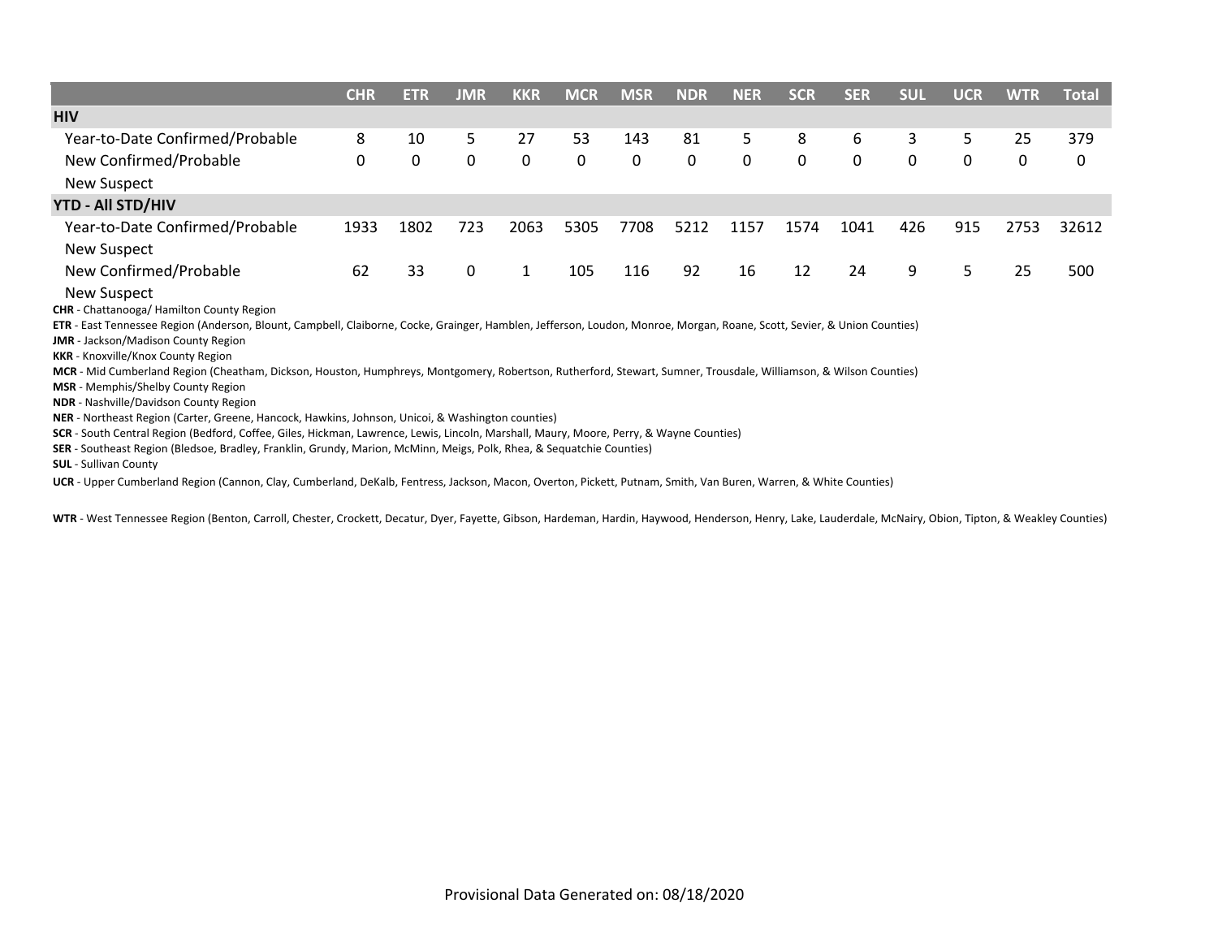| | CHR | ETR | JMR | KKR | MCR | MSR | NDR | NER | SCR | SER | SUL | UCR | WTR | Total |
|---|---|---|---|---|---|---|---|---|---|---|---|---|---|---|
| **HIV** | | | | | | | | | | | | | | |
| Year-to-Date Confirmed/Probable | 8 | 10 | 5 | 27 | 53 | 143 | 81 | 5 | 8 | 6 | 3 | 5 | 25 | 379 |
| New Confirmed/Probable | 0 | 0 | 0 | 0 | 0 | 0 | 0 | 0 | 0 | 0 | 0 | 0 | 0 | 0 |
| New Suspect | | | | | | | | | | | | | | |
| **YTD - All STD/HIV** | | | | | | | | | | | | | | |
| Year-to-Date Confirmed/Probable | 1933 | 1802 | 723 | 2063 | 5305 | 7708 | 5212 | 1157 | 1574 | 1041 | 426 | 915 | 2753 | 32612 |
| New Suspect | | | | | | | | | | | | | | |
| New Confirmed/Probable | 62 | 33 | 0 | 1 | 105 | 116 | 92 | 16 | 12 | 24 | 9 | 5 | 25 | 500 |
| New Suspect | | | | | | | | | | | | | | |

**CHR** - Chattanooga/ Hamilton County Region

**ETR** - East Tennessee Region (Anderson, Blount, Campbell, Claiborne, Cocke, Grainger, Hamblen, Jefferson, Loudon, Monroe, Morgan, Roane, Scott, Sevier, & Union Counties)

**JMR** - Jackson/Madison County Region

**KKR** - Knoxville/Knox County Region

**MCR** - Mid Cumberland Region (Cheatham, Dickson, Houston, Humphreys, Montgomery, Robertson, Rutherford, Stewart, Sumner, Trousdale, Williamson, & Wilson Counties)

**MSR** - Memphis/Shelby County Region

**NDR** - Nashville/Davidson County Region

**NER** - Northeast Region (Carter, Greene, Hancock, Hawkins, Johnson, Unicoi, & Washington counties)

**SCR** - South Central Region (Bedford, Coffee, Giles, Hickman, Lawrence, Lewis, Lincoln, Marshall, Maury, Moore, Perry, & Wayne Counties)

**SER** - Southeast Region (Bledsoe, Bradley, Franklin, Grundy, Marion, McMinn, Meigs, Polk, Rhea, & Sequatchie Counties)

**SUL** - Sullivan County

**UCR** - Upper Cumberland Region (Cannon, Clay, Cumberland, DeKalb, Fentress, Jackson, Macon, Overton, Pickett, Putnam, Smith, Van Buren, Warren, & White Counties)

**WTR** - West Tennessee Region (Benton, Carroll, Chester, Crockett, Decatur, Dyer, Fayette, Gibson, Hardeman, Hardin, Haywood, Henderson, Henry, Lake, Lauderdale, McNairy, Obion, Tipton, & Weakley Counties)

Provisional Data Generated on: 08/18/2020